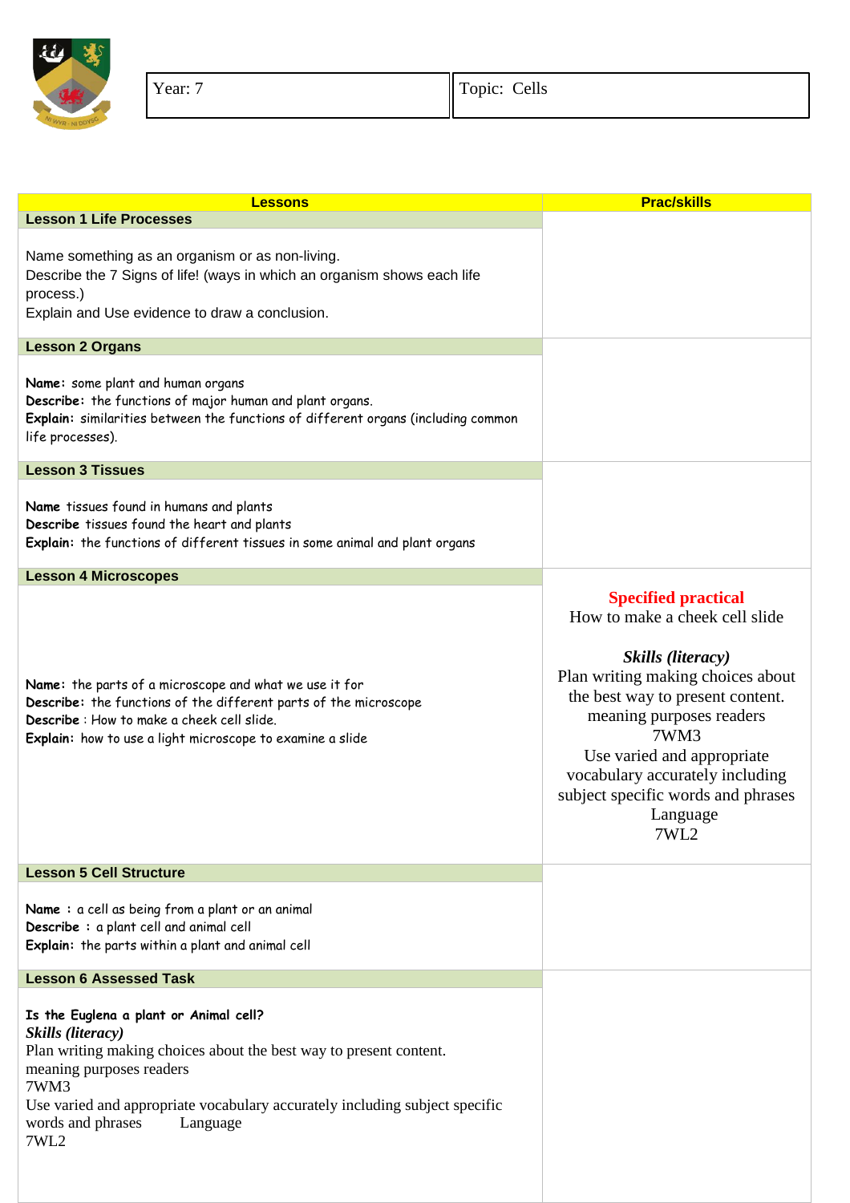| Year: 7 | Topic: Cells |
|---|---|

| Lessons | Prac/skills |
|---|---|
| **Lesson 1 Life Processes** | |
| Name something as an organism or as non-living.<br>Describe the 7 Signs of life! (ways in which an organism shows each life process.)<br>Explain and Use evidence to draw a conclusion. | |
| **Lesson 2 Organs** | |
| **Name:** some plant and human organs<br>**Describe:** the functions of major human and plant organs.<br>**Explain:** similarities between the functions of different organs (including common life processes). | |
| **Lesson 3 Tissues** | |
| **Name** tissues found in humans and plants<br>**Describe** tissues found the heart and plants<br>**Explain:** the functions of different tissues in some animal and plant organs | |
| **Lesson 4 Microscopes** | |
| **Name:** the parts of a microscope and what we use it for<br>**Describe:** the functions of the different parts of the microscope<br>**Describe** : How to make a cheek cell slide.<br>**Explain:** how to use a light microscope to examine a slide | **Specified practical**<br>How to make a cheek cell slide<br><br>***Skills (literacy)***<br>Plan writing making choices about the best way to present content.<br>meaning purposes readers<br>7WM3<br>Use varied and appropriate vocabulary accurately including subject specific words and phrases<br>Language<br>7WL2 |
| **Lesson 5 Cell Structure** | |
| **Name** : a cell as being from a plant or an animal<br>**Describe** : a plant cell and animal cell<br>**Explain:** the parts within a plant and animal cell | |
| **Lesson 6 Assessed Task** | |
| **Is the Euglena a plant or Animal cell?**<br>***Skills (literacy)***<br>Plan writing making choices about the best way to present content.<br>meaning purposes readers<br>7WM3<br>Use varied and appropriate vocabulary accurately including subject specific words and phrases Language<br>7WL2 | |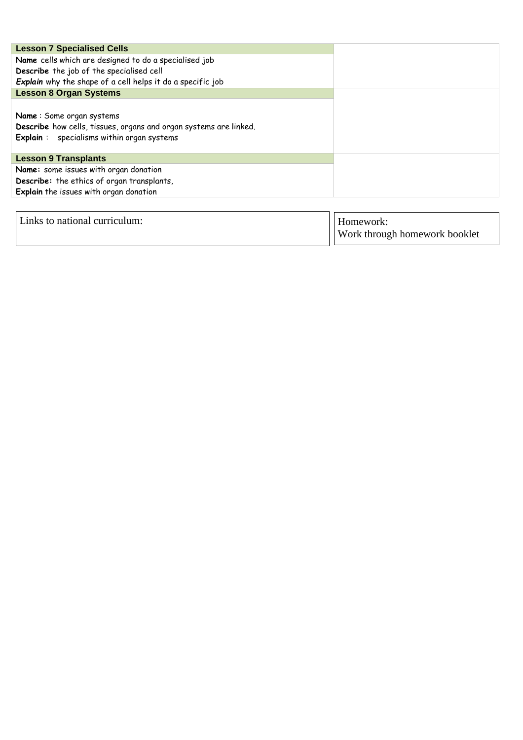| | |
|---|---|
| **Lesson 7 Specialised Cells** | |
| **Name** cells which are designed to do a specialised job<br>**Describe** the job of the specialised cell<br>***Explain*** why the shape of a cell helps it do a specific job | |
| **Lesson 8 Organ Systems** | |
| **Name** : Some organ systems<br>**Describe** how cells, tissues, organs and organ systems are linked.<br>**Explain** : specialisms within organ systems | |
| **Lesson 9 Transplants** | |
| **Name:** some issues with organ donation<br>**Describe:** the ethics of organ transplants,<br>**Explain** the issues with organ donation | |

| | |
|---|---|
| Links to national curriculum: | Homework:<br>Work through homework booklet |